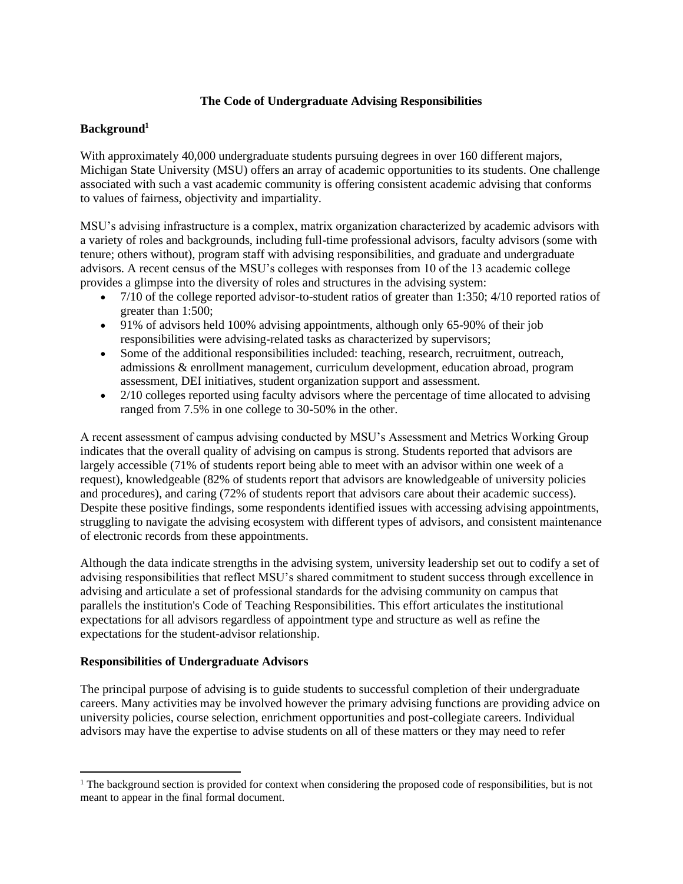# The Code of Undergraduate Advising Responsibilities

## Background[1]

With approximately 40,000 undergraduate students pursuing degrees in over 160 different majors, Michigan State University (MSU) offers an array of academic opportunities to its students. One challenge associated with such a vast academic community is offering consistent academic advising that conforms to values of fairness, objectivity and impartiality.

MSU's advising infrastructure is a complex, matrix organization characterized by academic advisors with a variety of roles and backgrounds, including full-time professional advisors, faculty advisors (some with tenure; others without), program staff with advising responsibilities, and graduate and undergraduate advisors. A recent census of the MSU's colleges with responses from 10 of the 13 academic college provides a glimpse into the diversity of roles and structures in the advising system:

- 7/10 of the college reported advisor-to-student ratios of greater than 1:350; 4/10 reported ratios of greater than 1:500;
- 91% of advisors held 100% advising appointments, although only 65-90% of their job responsibilities were advising-related tasks as characterized by supervisors;
- Some of the additional responsibilities included: teaching, research, recruitment, outreach, admissions & enrollment management, curriculum development, education abroad, program assessment, DEI initiatives, student organization support and assessment.
- 2/10 colleges reported using faculty advisors where the percentage of time allocated to advising ranged from 7.5% in one college to 30-50% in the other.

A recent assessment of campus advising conducted by MSU's Assessment and Metrics Working Group indicates that the overall quality of advising on campus is strong. Students reported that advisors are largely accessible (71% of students report being able to meet with an advisor within one week of a request), knowledgeable (82% of students report that advisors are knowledgeable of university policies and procedures), and caring (72% of students report that advisors care about their academic success). Despite these positive findings, some respondents identified issues with accessing advising appointments, struggling to navigate the advising ecosystem with different types of advisors, and consistent maintenance of electronic records from these appointments.

Although the data indicate strengths in the advising system, university leadership set out to codify a set of advising responsibilities that reflect MSU's shared commitment to student success through excellence in advising and articulate a set of professional standards for the advising community on campus that parallels the institution's Code of Teaching Responsibilities. This effort articulates the institutional expectations for all advisors regardless of appointment type and structure as well as refine the expectations for the student-advisor relationship.

## Responsibilities of Undergraduate Advisors

The principal purpose of advising is to guide students to successful completion of their undergraduate careers. Many activities may be involved however the primary advising functions are providing advice on university policies, course selection, enrichment opportunities and post-collegiate careers. Individual advisors may have the expertise to advise students on all of these matters or they may need to refer

[1] The background section is provided for context when considering the proposed code of responsibilities, but is not meant to appear in the final formal document.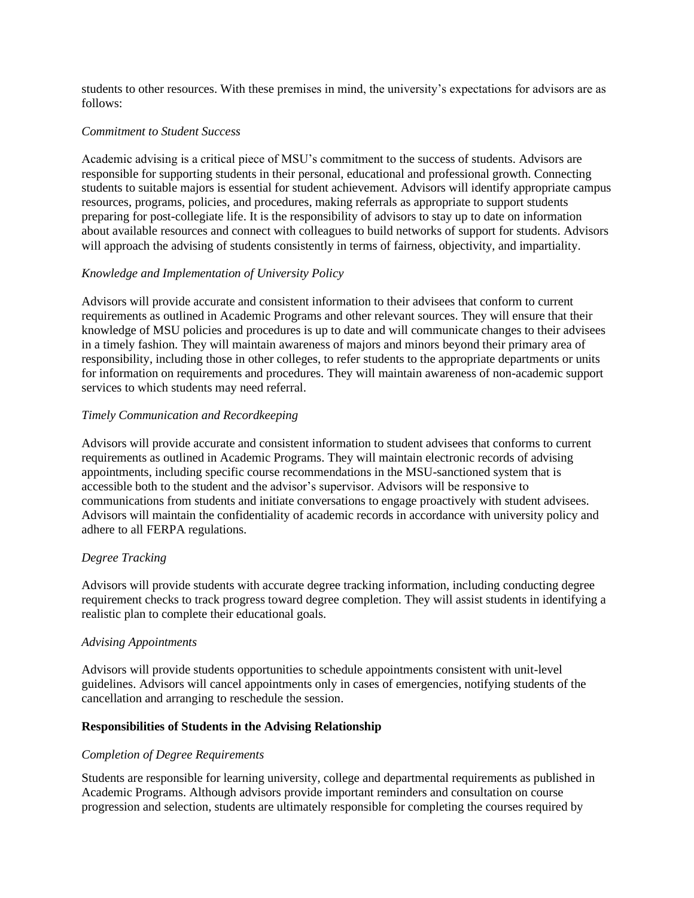students to other resources. With these premises in mind, the university's expectations for advisors are as follows:

*Commitment to Student Success*

Academic advising is a critical piece of MSU's commitment to the success of students. Advisors are responsible for supporting students in their personal, educational and professional growth. Connecting students to suitable majors is essential for student achievement. Advisors will identify appropriate campus resources, programs, policies, and procedures, making referrals as appropriate to support students preparing for post-collegiate life. It is the responsibility of advisors to stay up to date on information about available resources and connect with colleagues to build networks of support for students. Advisors will approach the advising of students consistently in terms of fairness, objectivity, and impartiality.

*Knowledge and Implementation of University Policy*

Advisors will provide accurate and consistent information to their advisees that conform to current requirements as outlined in Academic Programs and other relevant sources. They will ensure that their knowledge of MSU policies and procedures is up to date and will communicate changes to their advisees in a timely fashion. They will maintain awareness of majors and minors beyond their primary area of responsibility, including those in other colleges, to refer students to the appropriate departments or units for information on requirements and procedures. They will maintain awareness of non-academic support services to which students may need referral.

*Timely Communication and Recordkeeping*

Advisors will provide accurate and consistent information to student advisees that conforms to current requirements as outlined in Academic Programs. They will maintain electronic records of advising appointments, including specific course recommendations in the MSU-sanctioned system that is accessible both to the student and the advisor's supervisor. Advisors will be responsive to communications from students and initiate conversations to engage proactively with student advisees. Advisors will maintain the confidentiality of academic records in accordance with university policy and adhere to all FERPA regulations.

*Degree Tracking*

Advisors will provide students with accurate degree tracking information, including conducting degree requirement checks to track progress toward degree completion. They will assist students in identifying a realistic plan to complete their educational goals.

*Advising Appointments*

Advisors will provide students opportunities to schedule appointments consistent with unit-level guidelines. Advisors will cancel appointments only in cases of emergencies, notifying students of the cancellation and arranging to reschedule the session.

**Responsibilities of Students in the Advising Relationship**

*Completion of Degree Requirements*

Students are responsible for learning university, college and departmental requirements as published in Academic Programs. Although advisors provide important reminders and consultation on course progression and selection, students are ultimately responsible for completing the courses required by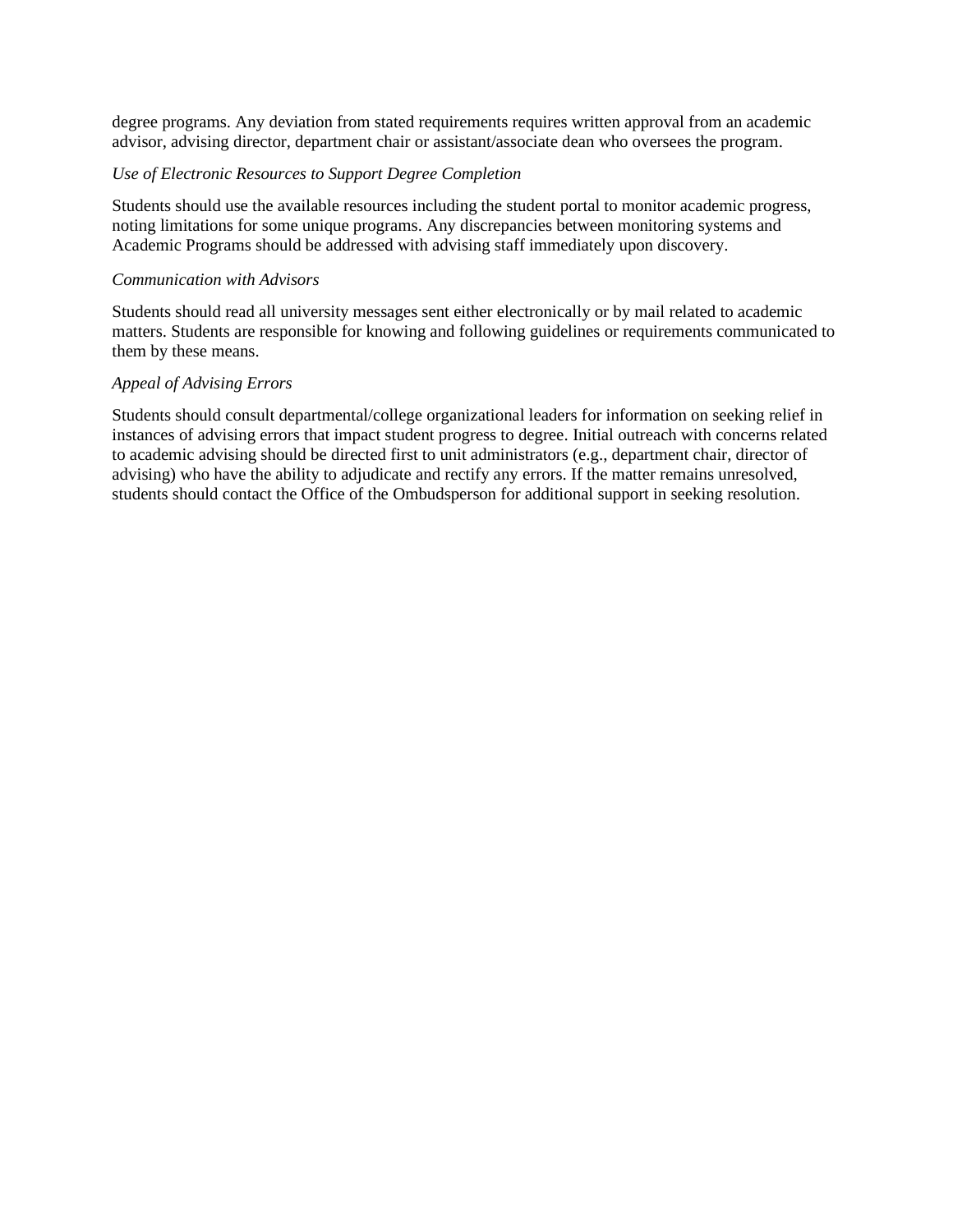degree programs. Any deviation from stated requirements requires written approval from an academic advisor, advising director, department chair or assistant/associate dean who oversees the program.

*Use of Electronic Resources to Support Degree Completion*

Students should use the available resources including the student portal to monitor academic progress, noting limitations for some unique programs. Any discrepancies between monitoring systems and Academic Programs should be addressed with advising staff immediately upon discovery.

*Communication with Advisors*

Students should read all university messages sent either electronically or by mail related to academic matters. Students are responsible for knowing and following guidelines or requirements communicated to them by these means.

*Appeal of Advising Errors*

Students should consult departmental/college organizational leaders for information on seeking relief in instances of advising errors that impact student progress to degree. Initial outreach with concerns related to academic advising should be directed first to unit administrators (e.g., department chair, director of advising) who have the ability to adjudicate and rectify any errors. If the matter remains unresolved, students should contact the Office of the Ombudsperson for additional support in seeking resolution.